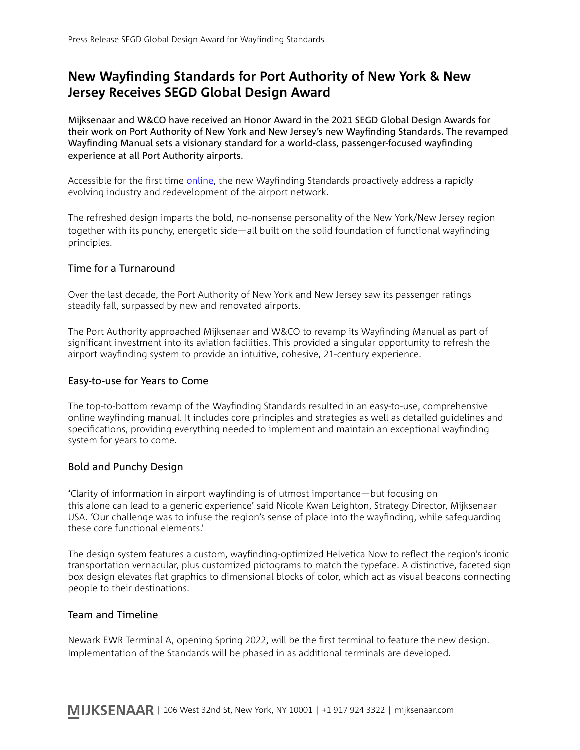# New Wayfinding Standards for Port Authority of New York & New Jersey Receives SEGD Global Design Award

Mijksenaar and W&CO have received an Honor Award in the 2021 SEGD Global Design Awards for their work on Port Authority of New York and New Jersey's new Wayfinding Standards. The revamped Wayfinding Manual sets a visionary standard for a world-class, passenger-focused wayfinding experience at all Port Authority airports.

Accessible for the first time online, the new Wayfinding Standards proactively address a rapidly evolving industry and redevelopment of the airport network.

The refreshed design imparts the bold, no-nonsense personality of the New York/New Jersey region together with its punchy, energetic side—all built on the solid foundation of functional wayfinding principles.

## Time for a Turnaround

Over the last decade, the Port Authority of New York and New Jersey saw its passenger ratings steadily fall, surpassed by new and renovated airports.

The Port Authority approached Mijksenaar and W&CO to revamp its Wayfinding Manual as part of significant investment into its aviation facilities. This provided a singular opportunity to refresh the airport wayfinding system to provide an intuitive, cohesive, 21-century experience.

## Easy-to-use for Years to Come

The top-to-bottom revamp of the Wayfinding Standards resulted in an easy-to-use, comprehensive online wayfinding manual. It includes core principles and strategies as well as detailed guidelines and specifications, providing everything needed to implement and maintain an exceptional wayfinding system for years to come.

## Bold and Punchy Design

'Clarity of information in airport wayfinding is of utmost importance—but focusing on this alone can lead to a generic experience' said Nicole Kwan Leighton, Strategy Director, Mijksenaar USA. 'Our challenge was to infuse the region's sense of place into the wayfinding, while safeguarding these core functional elements.'

The design system features a custom, wayfinding-optimized Helvetica Now to reflect the region's iconic transportation vernacular, plus customized pictograms to match the typeface. A distinctive, faceted sign box design elevates flat graphics to dimensional blocks of color, which act as visual beacons connecting people to their destinations.

## Team and Timeline

Newark EWR Terminal A, opening Spring 2022, will be the first terminal to feature the new design. Implementation of the Standards will be phased in as additional terminals are developed.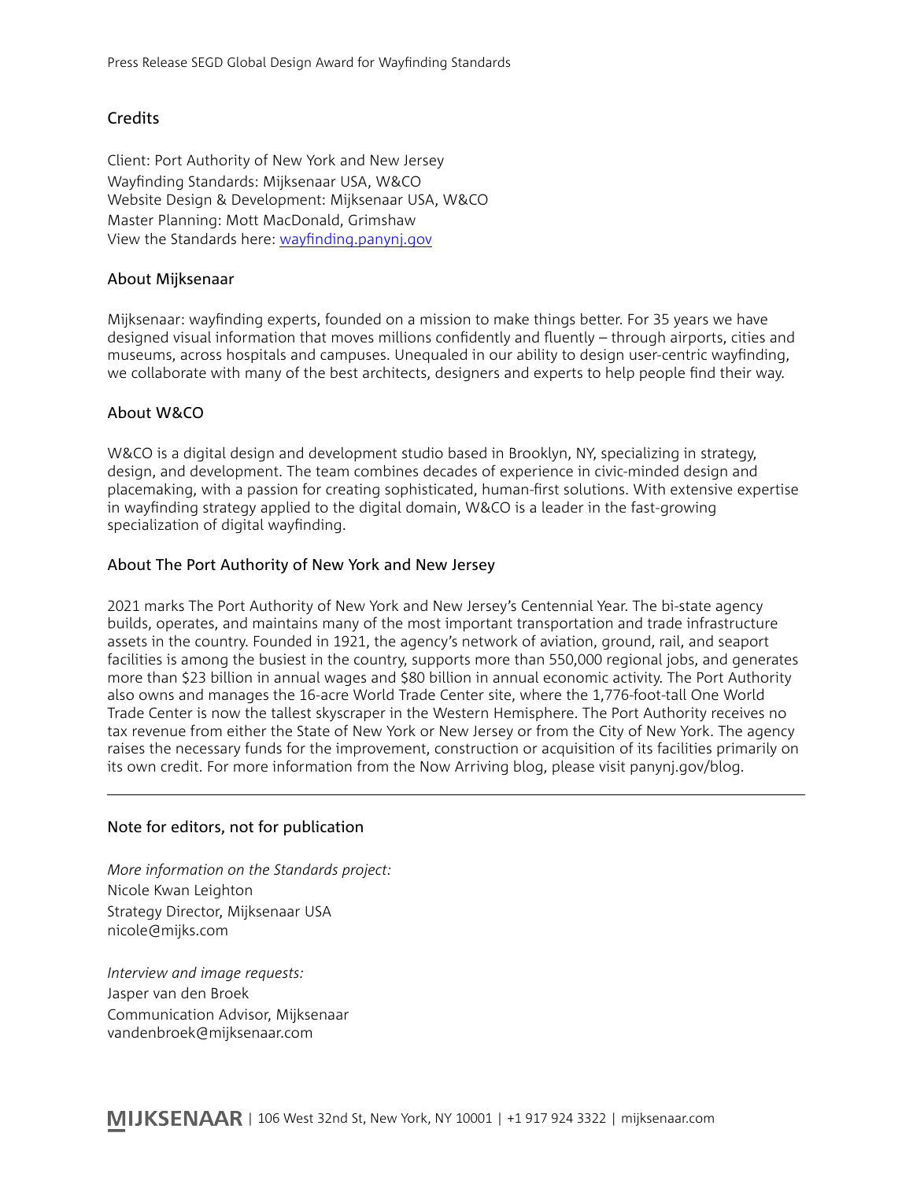## Credits

Client: Port Authority of New York and New Jersey
Wayfinding Standards: Mijksenaar USA, W&CO
Website Design & Development: Mijksenaar USA, W&CO
Master Planning: Mott MacDonald, Grimshaw
View the Standards here: wayfinding.panynj.gov

## About Mijksenaar

Mijksenaar: wayfinding experts, founded on a mission to make things better. For 35 years we have designed visual information that moves millions confidently and fluently – through airports, cities and museums, across hospitals and campuses. Unequaled in our ability to design user-centric wayfinding, we collaborate with many of the best architects, designers and experts to help people find their way.

## About W&CO

W&CO is a digital design and development studio based in Brooklyn, NY, specializing in strategy, design, and development. The team combines decades of experience in civic-minded design and placemaking, with a passion for creating sophisticated, human-first solutions. With extensive expertise in wayfinding strategy applied to the digital domain, W&CO is a leader in the fast-growing specialization of digital wayfinding.

## About The Port Authority of New York and New Jersey

2021 marks The Port Authority of New York and New Jersey's Centennial Year. The bi-state agency builds, operates, and maintains many of the most important transportation and trade infrastructure assets in the country. Founded in 1921, the agency's network of aviation, ground, rail, and seaport facilities is among the busiest in the country, supports more than 550,000 regional jobs, and generates more than $23 billion in annual wages and $80 billion in annual economic activity. The Port Authority also owns and manages the 16-acre World Trade Center site, where the 1,776-foot-tall One World Trade Center is now the tallest skyscraper in the Western Hemisphere. The Port Authority receives no tax revenue from either the State of New York or New Jersey or from the City of New York. The agency raises the necessary funds for the improvement, construction or acquisition of its facilities primarily on its own credit. For more information from the Now Arriving blog, please visit panynj.gov/blog.

---

## Note for editors, not for publication

*More information on the Standards project:*
Nicole Kwan Leighton
Strategy Director, Mijksenaar USA
nicole@mijks.com

*Interview and image requests:*
Jasper van den Broek
Communication Advisor, Mijksenaar
vandenbroek@mijksenaar.com

MIJKSENAAR | 106 West 32nd St, New York, NY 10001 | +1 917 924 3322 | mijksenaar.com